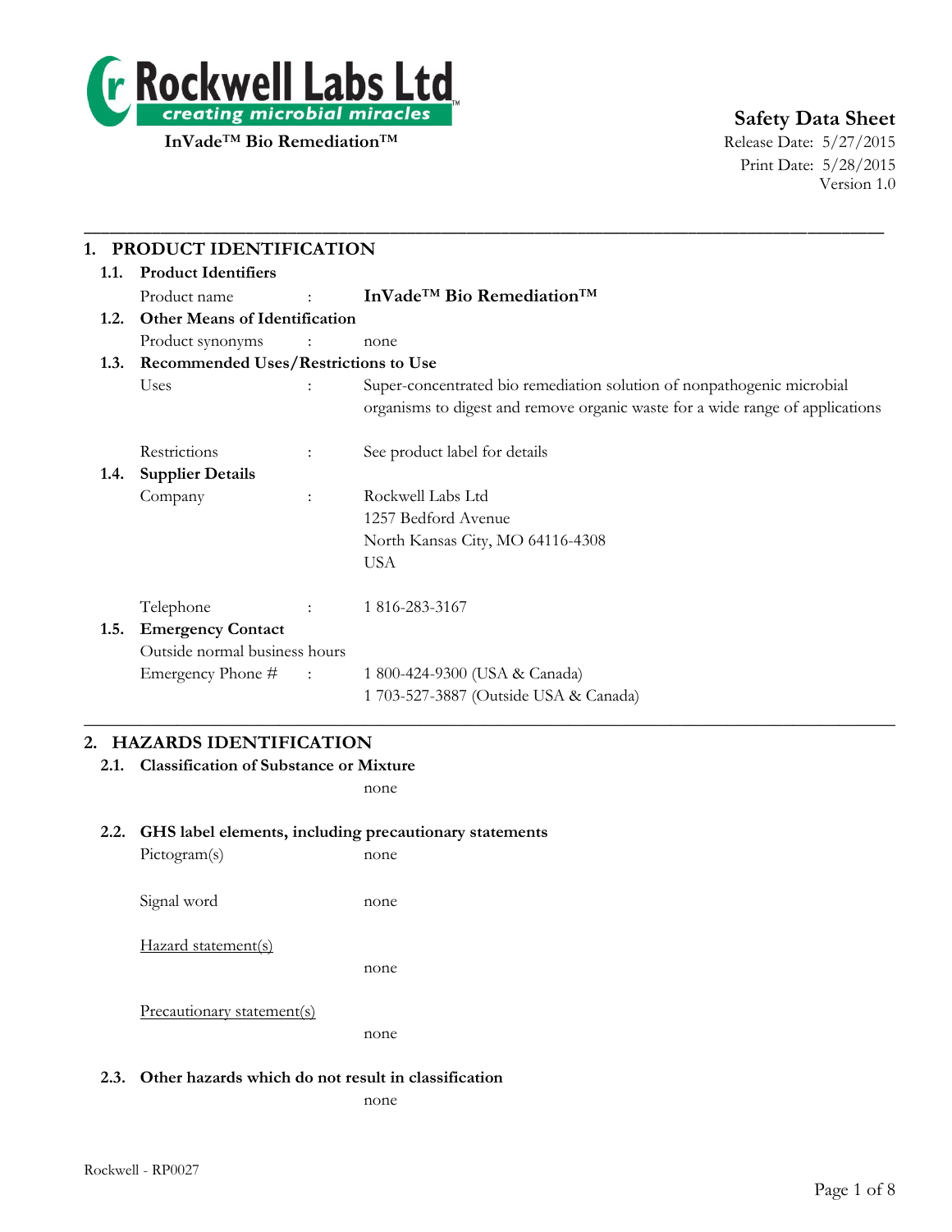Rockwell Labs Ltd
creating microbial miracles™

**InVade™ Bio Remediation™**

# Safety Data Sheet

Release Date: 5/27/2015
Print Date: 5/28/2015
Version 1.0

## 1. PRODUCT IDENTIFICATION

### 1.1. Product Identifiers

Product name : **InVade™ Bio Remediation™**

### 1.2. Other Means of Identification

Product synonyms : none

### 1.3. Recommended Uses/Restrictions to Use

Uses : Super-concentrated bio remediation solution of nonpathogenic microbial organisms to digest and remove organic waste for a wide range of applications

Restrictions : See product label for details

### 1.4. Supplier Details

Company : Rockwell Labs Ltd
1257 Bedford Avenue
North Kansas City, MO 64116-4308
USA

Telephone : 1 816-283-3167

### 1.5. Emergency Contact

Outside normal business hours

Emergency Phone # : 1 800-424-9300 (USA & Canada)
1 703-527-3887 (Outside USA & Canada)

## 2. HAZARDS IDENTIFICATION

### 2.1. Classification of Substance or Mixture

none

### 2.2. GHS label elements, including precautionary statements

Pictogram(s) none

Signal word none

Hazard statement(s)

none

Precautionary statement(s)

none

### 2.3. Other hazards which do not result in classification

none

Rockwell - RP0027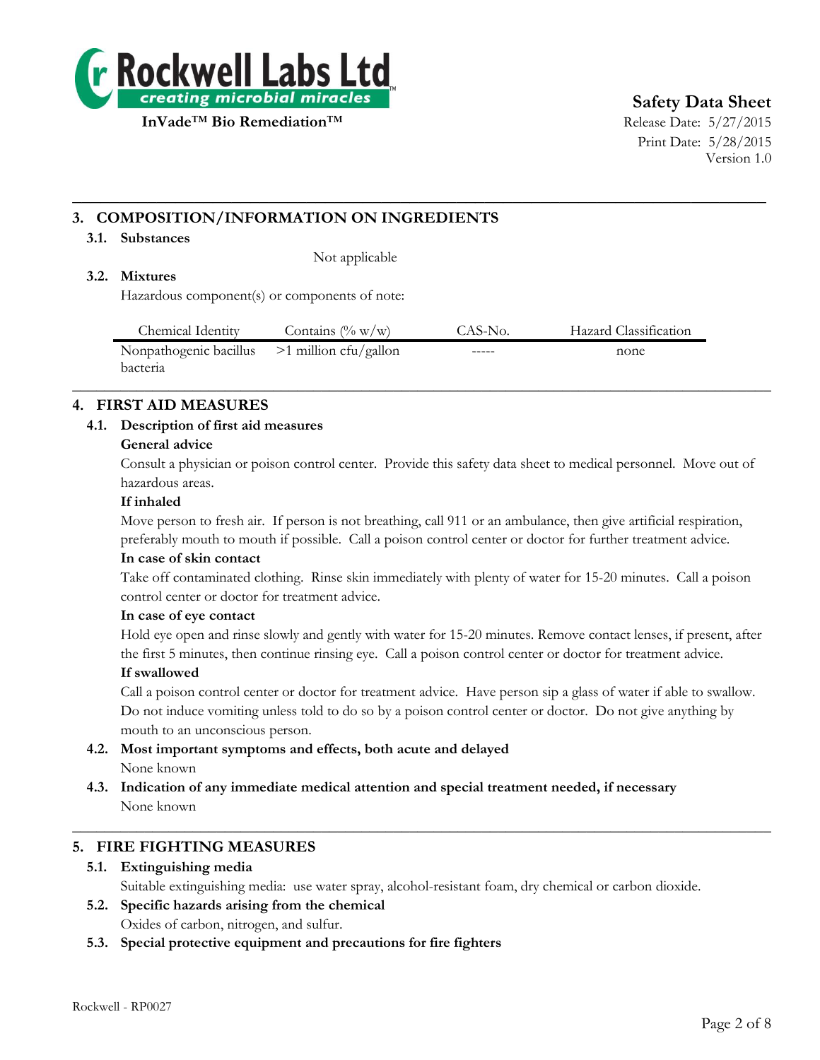## 3. COMPOSITION/INFORMATION ON INGREDIENTS

### 3.1. Substances

Not applicable

### 3.2. Mixtures

Hazardous component(s) or components of note:

| Chemical Identity | Contains (% w/w) | CAS-No. | Hazard Classification |
|---|---|---|---|
| Nonpathogenic bacillus bacteria | >1 million cfu/gallon | ----- | none |

## 4. FIRST AID MEASURES

### 4.1. Description of first aid measures

**General advice**

Consult a physician or poison control center. Provide this safety data sheet to medical personnel. Move out of hazardous areas.

**If inhaled**

Move person to fresh air. If person is not breathing, call 911 or an ambulance, then give artificial respiration, preferably mouth to mouth if possible. Call a poison control center or doctor for further treatment advice.

**In case of skin contact**

Take off contaminated clothing. Rinse skin immediately with plenty of water for 15-20 minutes. Call a poison control center or doctor for treatment advice.

**In case of eye contact**

Hold eye open and rinse slowly and gently with water for 15-20 minutes. Remove contact lenses, if present, after the first 5 minutes, then continue rinsing eye. Call a poison control center or doctor for treatment advice.

**If swallowed**

Call a poison control center or doctor for treatment advice. Have person sip a glass of water if able to swallow. Do not induce vomiting unless told to do so by a poison control center or doctor. Do not give anything by mouth to an unconscious person.

### 4.2. Most important symptoms and effects, both acute and delayed

None known

### 4.3. Indication of any immediate medical attention and special treatment needed, if necessary

None known

## 5. FIRE FIGHTING MEASURES

### 5.1. Extinguishing media

Suitable extinguishing media: use water spray, alcohol-resistant foam, dry chemical or carbon dioxide.

### 5.2. Specific hazards arising from the chemical

Oxides of carbon, nitrogen, and sulfur.

### 5.3. Special protective equipment and precautions for fire fighters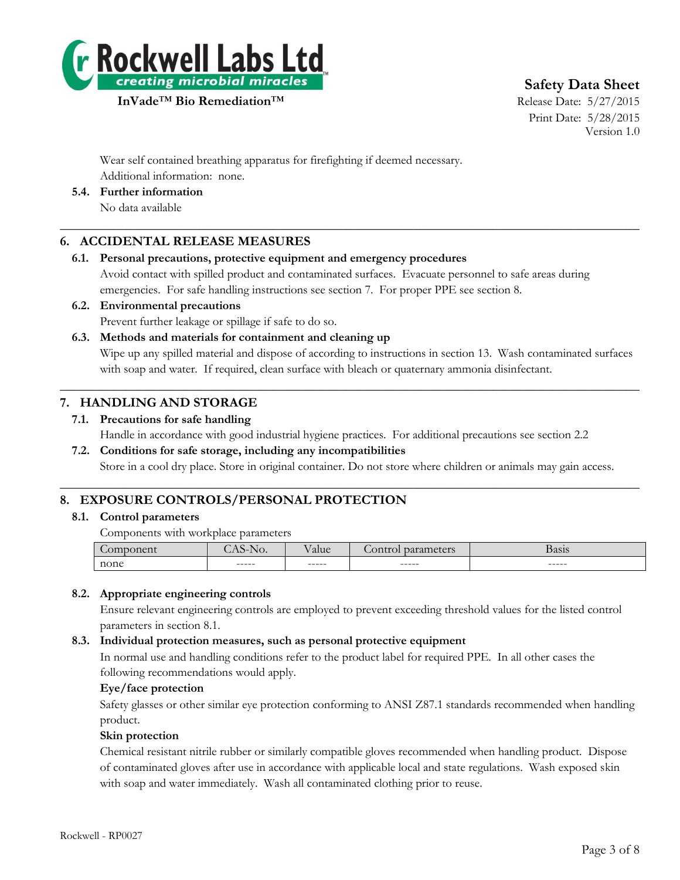Wear self contained breathing apparatus for firefighting if deemed necessary.
Additional information: none.

**5.4. Further information**
No data available

## 6. ACCIDENTAL RELEASE MEASURES

**6.1. Personal precautions, protective equipment and emergency procedures**
Avoid contact with spilled product and contaminated surfaces. Evacuate personnel to safe areas during emergencies. For safe handling instructions see section 7. For proper PPE see section 8.

**6.2. Environmental precautions**
Prevent further leakage or spillage if safe to do so.

**6.3. Methods and materials for containment and cleaning up**
Wipe up any spilled material and dispose of according to instructions in section 13. Wash contaminated surfaces with soap and water. If required, clean surface with bleach or quaternary ammonia disinfectant.

## 7. HANDLING AND STORAGE

**7.1. Precautions for safe handling**
Handle in accordance with good industrial hygiene practices. For additional precautions see section 2.2

**7.2. Conditions for safe storage, including any incompatibilities**
Store in a cool dry place. Store in original container. Do not store where children or animals may gain access.

## 8. EXPOSURE CONTROLS/PERSONAL PROTECTION

**8.1. Control parameters**
Components with workplace parameters

| Component | CAS-No. | Value | Control parameters | Basis |
|---|---|---|---|---|
| none | ----- | ----- | ----- | ----- |

**8.2. Appropriate engineering controls**
Ensure relevant engineering controls are employed to prevent exceeding threshold values for the listed control parameters in section 8.1.

**8.3. Individual protection measures, such as personal protective equipment**
In normal use and handling conditions refer to the product label for required PPE. In all other cases the following recommendations would apply.

**Eye/face protection**
Safety glasses or other similar eye protection conforming to ANSI Z87.1 standards recommended when handling product.

**Skin protection**
Chemical resistant nitrile rubber or similarly compatible gloves recommended when handling product. Dispose of contaminated gloves after use in accordance with applicable local and state regulations. Wash exposed skin with soap and water immediately. Wash all contaminated clothing prior to reuse.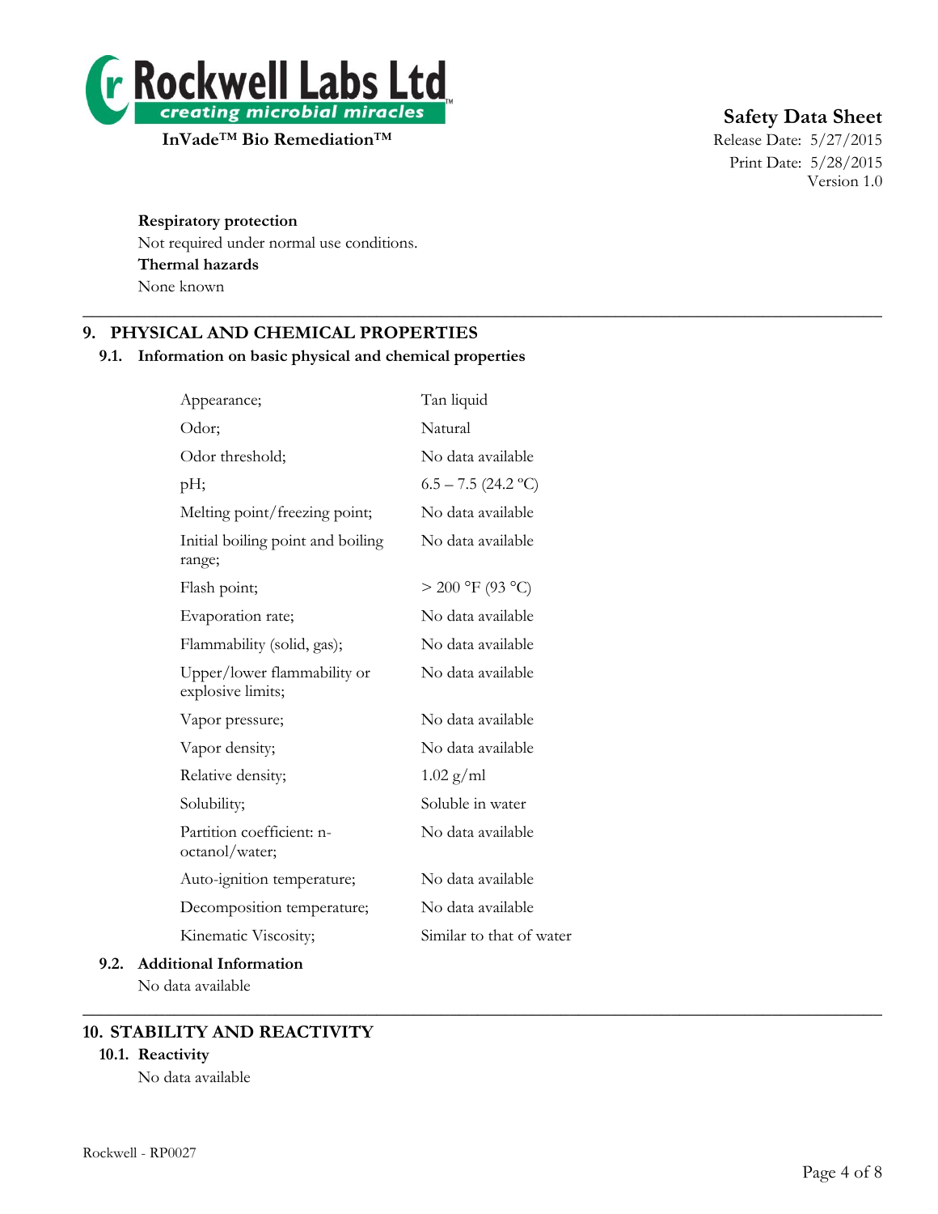**Respiratory protection**

Not required under normal use conditions.

**Thermal hazards**

None known

## 9. PHYSICAL AND CHEMICAL PROPERTIES

### 9.1. Information on basic physical and chemical properties

| | |
|---|---|
| Appearance; | Tan liquid |
| Odor; | Natural |
| Odor threshold; | No data available |
| pH; | 6.5 – 7.5 (24.2 ºC) |
| Melting point/freezing point; | No data available |
| Initial boiling point and boiling range; | No data available |
| Flash point; | > 200 °F (93 °C) |
| Evaporation rate; | No data available |
| Flammability (solid, gas); | No data available |
| Upper/lower flammability or explosive limits; | No data available |
| Vapor pressure; | No data available |
| Vapor density; | No data available |
| Relative density; | 1.02 g/ml |
| Solubility; | Soluble in water |
| Partition coefficient: n-octanol/water; | No data available |
| Auto-ignition temperature; | No data available |
| Decomposition temperature; | No data available |
| Kinematic Viscosity; | Similar to that of water |

### 9.2. Additional Information

No data available

## 10. STABILITY AND REACTIVITY

### 10.1. Reactivity

No data available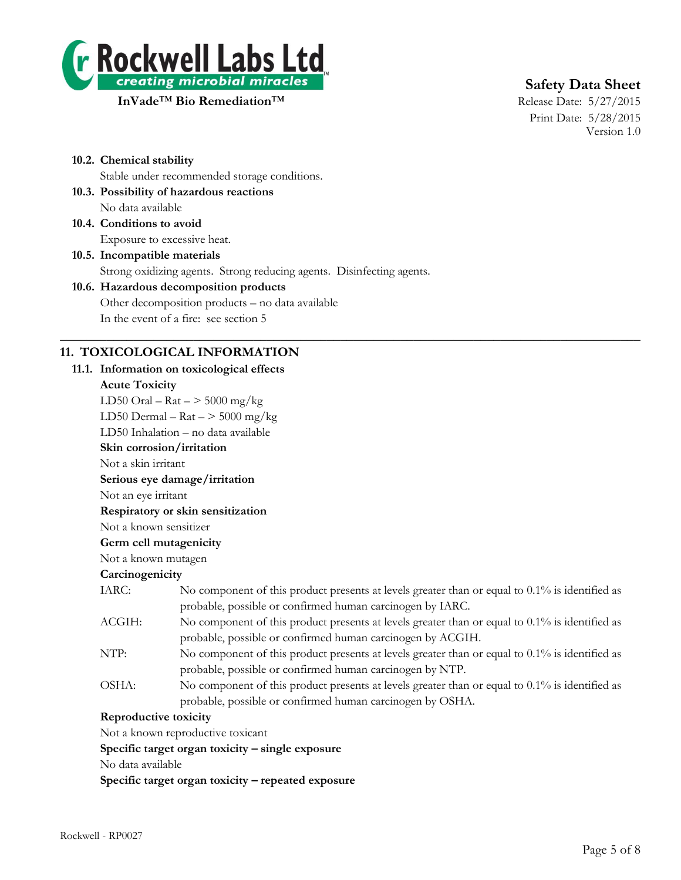#### 10.2. Chemical stability

Stable under recommended storage conditions.

#### 10.3. Possibility of hazardous reactions

No data available

#### 10.4. Conditions to avoid

Exposure to excessive heat.

#### 10.5. Incompatible materials

Strong oxidizing agents. Strong reducing agents. Disinfecting agents.

#### 10.6. Hazardous decomposition products

Other decomposition products – no data available

In the event of a fire: see section 5

---

## 11. TOXICOLOGICAL INFORMATION

### 11.1. Information on toxicological effects

**Acute Toxicity**

LD50 Oral – Rat – > 5000 mg/kg

LD50 Dermal – Rat – > 5000 mg/kg

LD50 Inhalation – no data available

**Skin corrosion/irritation**

Not a skin irritant

**Serious eye damage/irritation**

Not an eye irritant

**Respiratory or skin sensitization**

Not a known sensitizer

**Germ cell mutagenicity**

Not a known mutagen

**Carcinogenicity**

IARC: No component of this product presents at levels greater than or equal to 0.1% is identified as probable, possible or confirmed human carcinogen by IARC.

ACGIH: No component of this product presents at levels greater than or equal to 0.1% is identified as probable, possible or confirmed human carcinogen by ACGIH.

NTP: No component of this product presents at levels greater than or equal to 0.1% is identified as probable, possible or confirmed human carcinogen by NTP.

OSHA: No component of this product presents at levels greater than or equal to 0.1% is identified as probable, possible or confirmed human carcinogen by OSHA.

**Reproductive toxicity**

Not a known reproductive toxicant

**Specific target organ toxicity – single exposure**

No data available

**Specific target organ toxicity – repeated exposure**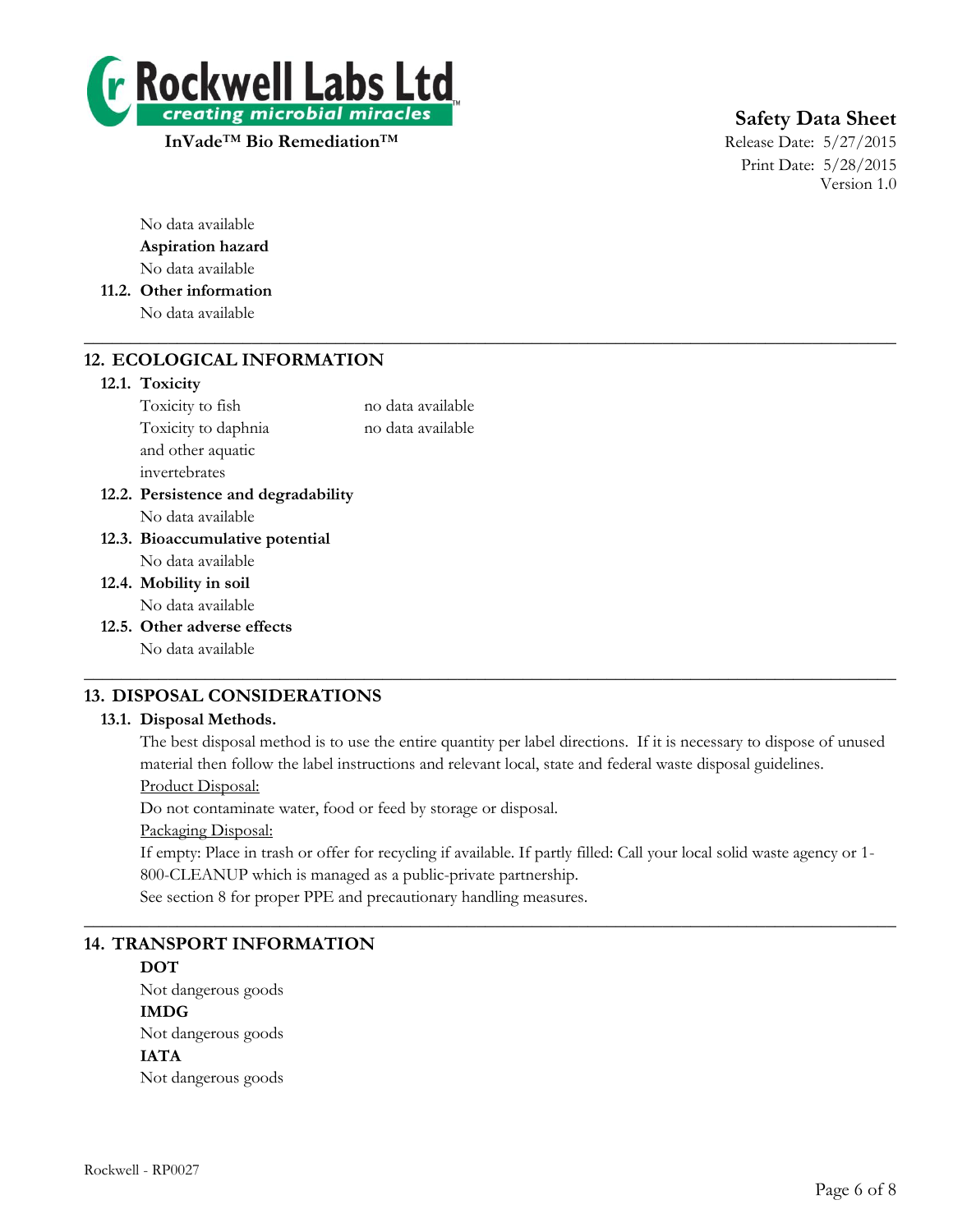No data available

**Aspiration hazard**

No data available

**11.2. Other information**

No data available

---

## 12. ECOLOGICAL INFORMATION

**12.1. Toxicity**

| | |
|---|---|
| Toxicity to fish | no data available |
| Toxicity to daphnia and other aquatic invertebrates | no data available |

**12.2. Persistence and degradability**

No data available

**12.3. Bioaccumulative potential**

No data available

**12.4. Mobility in soil**

No data available

**12.5. Other adverse effects**

No data available

---

## 13. DISPOSAL CONSIDERATIONS

**13.1. Disposal Methods.**

The best disposal method is to use the entire quantity per label directions. If it is necessary to dispose of unused material then follow the label instructions and relevant local, state and federal waste disposal guidelines.

Product Disposal:

Do not contaminate water, food or feed by storage or disposal.

Packaging Disposal:

If empty: Place in trash or offer for recycling if available. If partly filled: Call your local solid waste agency or 1-800-CLEANUP which is managed as a public-private partnership.

See section 8 for proper PPE and precautionary handling measures.

---

## 14. TRANSPORT INFORMATION

**DOT**

Not dangerous goods

**IMDG**

Not dangerous goods

**IATA**

Not dangerous goods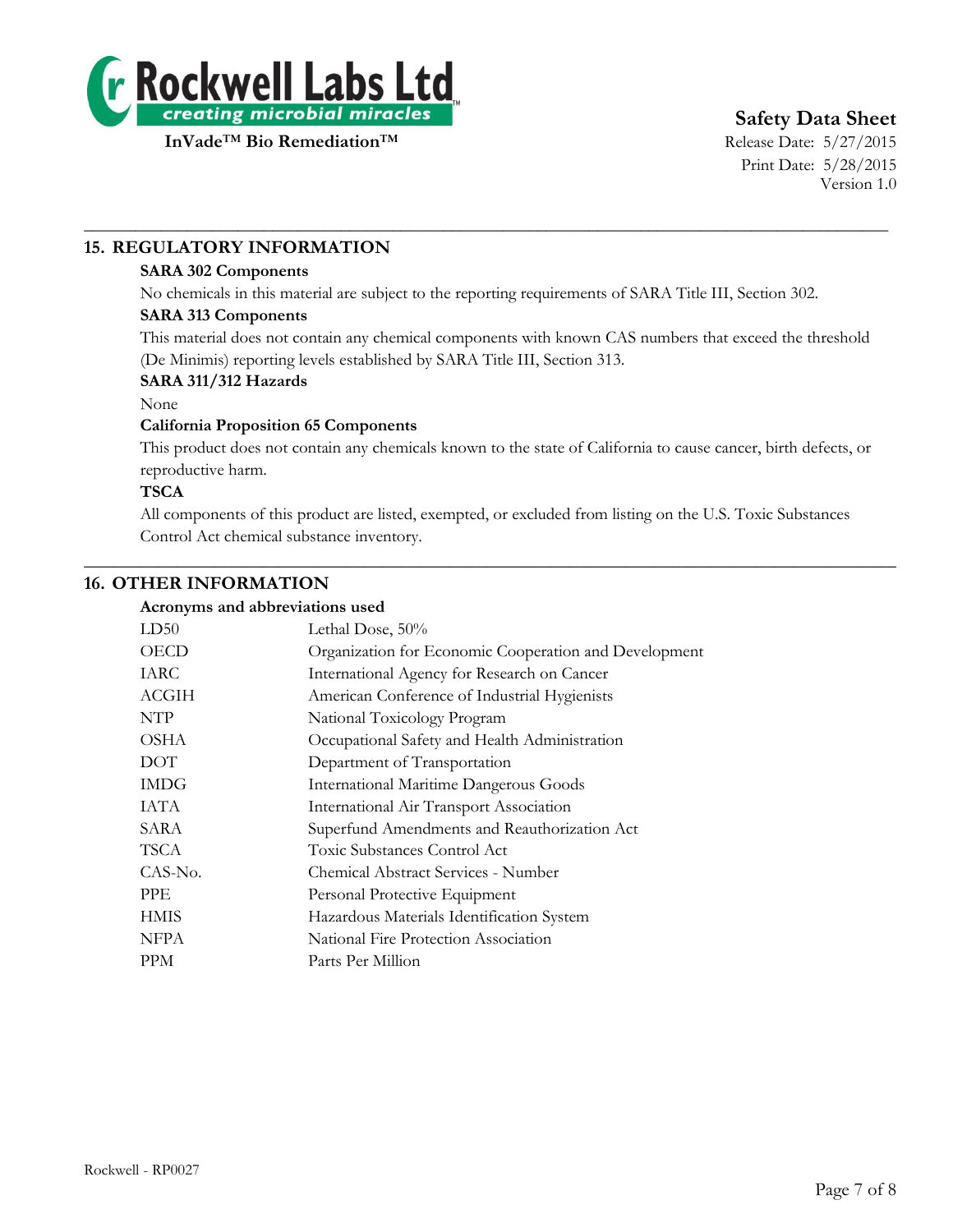## 15. REGULATORY INFORMATION

**SARA 302 Components**

No chemicals in this material are subject to the reporting requirements of SARA Title III, Section 302.

**SARA 313 Components**

This material does not contain any chemical components with known CAS numbers that exceed the threshold (De Minimis) reporting levels established by SARA Title III, Section 313.

**SARA 311/312 Hazards**

None

**California Proposition 65 Components**

This product does not contain any chemicals known to the state of California to cause cancer, birth defects, or reproductive harm.

**TSCA**

All components of this product are listed, exempted, or excluded from listing on the U.S. Toxic Substances Control Act chemical substance inventory.

## 16. OTHER INFORMATION

**Acronyms and abbreviations used**

| | |
|---|---|
| LD50 | Lethal Dose, 50% |
| OECD | Organization for Economic Cooperation and Development |
| IARC | International Agency for Research on Cancer |
| ACGIH | American Conference of Industrial Hygienists |
| NTP | National Toxicology Program |
| OSHA | Occupational Safety and Health Administration |
| DOT | Department of Transportation |
| IMDG | International Maritime Dangerous Goods |
| IATA | International Air Transport Association |
| SARA | Superfund Amendments and Reauthorization Act |
| TSCA | Toxic Substances Control Act |
| CAS-No. | Chemical Abstract Services - Number |
| PPE | Personal Protective Equipment |
| HMIS | Hazardous Materials Identification System |
| NFPA | National Fire Protection Association |
| PPM | Parts Per Million |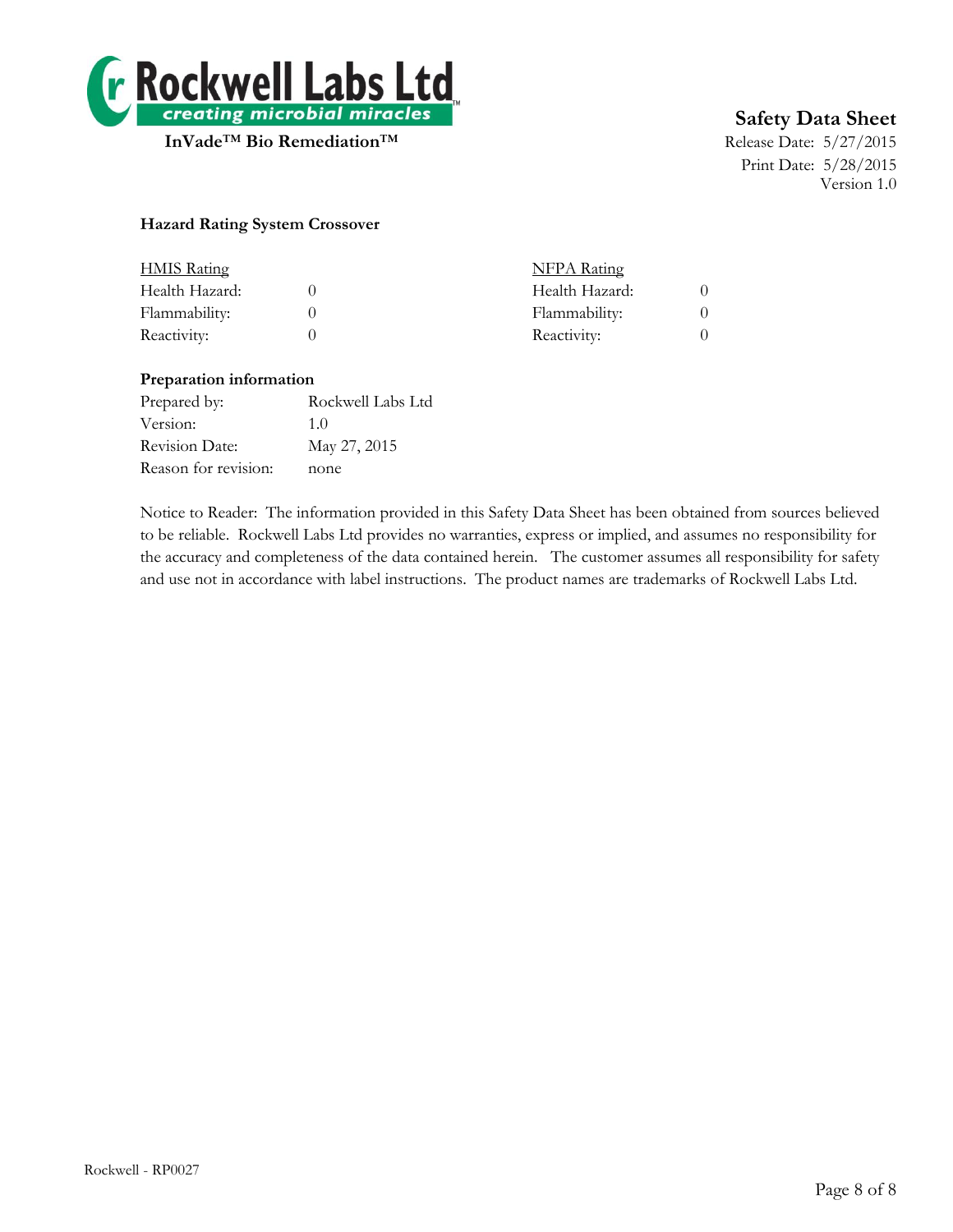### Hazard Rating System Crossover

| HMIS Rating | | NFPA Rating | |
|---|---|---|---|
| Health Hazard: | 0 | Health Hazard: | 0 |
| Flammability: | 0 | Flammability: | 0 |
| Reactivity: | 0 | Reactivity: | 0 |

### Preparation information

| | |
|---|---|
| Prepared by: | Rockwell Labs Ltd |
| Version: | 1.0 |
| Revision Date: | May 27, 2015 |
| Reason for revision: | none |

Notice to Reader: The information provided in this Safety Data Sheet has been obtained from sources believed to be reliable. Rockwell Labs Ltd provides no warranties, express or implied, and assumes no responsibility for the accuracy and completeness of the data contained herein. The customer assumes all responsibility for safety and use not in accordance with label instructions. The product names are trademarks of Rockwell Labs Ltd.

Rockwell - RP0027